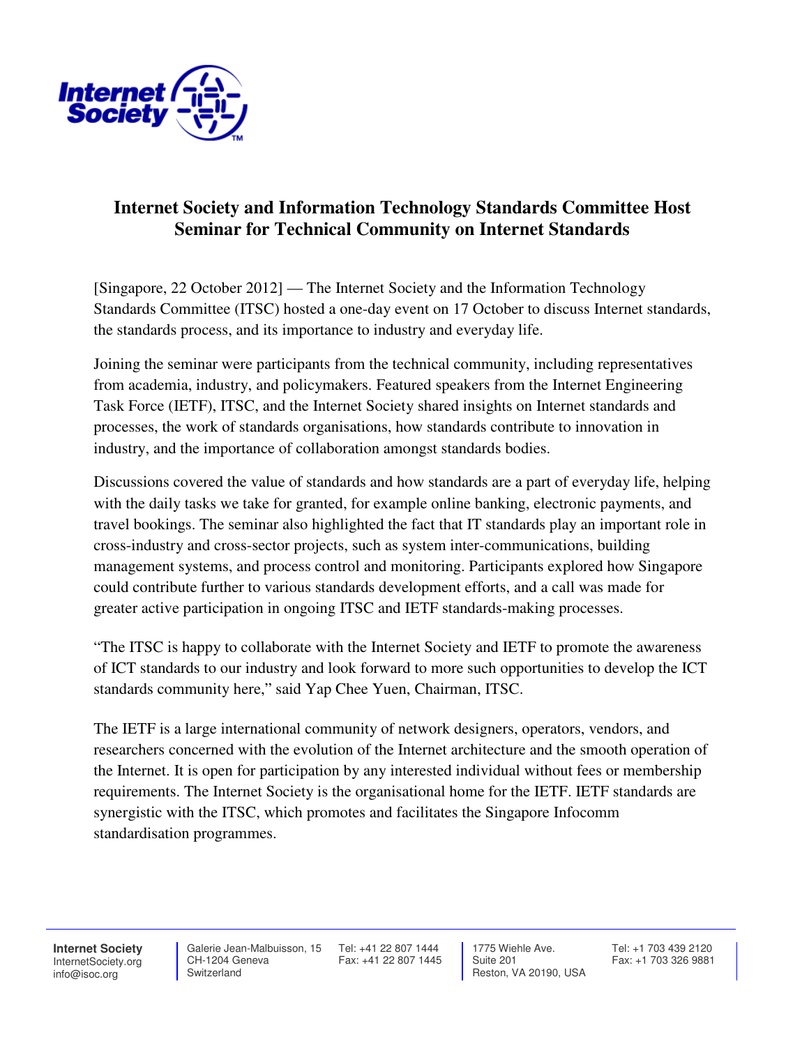# Internet Society and Information Technology Standards Committee Host Seminar for Technical Community on Internet Standards

[Singapore, 22 October 2012] — The Internet Society and the Information Technology Standards Committee (ITSC) hosted a one-day event on 17 October to discuss Internet standards, the standards process, and its importance to industry and everyday life.

Joining the seminar were participants from the technical community, including representatives from academia, industry, and policymakers. Featured speakers from the Internet Engineering Task Force (IETF), ITSC, and the Internet Society shared insights on Internet standards and processes, the work of standards organisations, how standards contribute to innovation in industry, and the importance of collaboration amongst standards bodies.

Discussions covered the value of standards and how standards are a part of everyday life, helping with the daily tasks we take for granted, for example online banking, electronic payments, and travel bookings. The seminar also highlighted the fact that IT standards play an important role in cross-industry and cross-sector projects, such as system inter-communications, building management systems, and process control and monitoring. Participants explored how Singapore could contribute further to various standards development efforts, and a call was made for greater active participation in ongoing ITSC and IETF standards-making processes.

"The ITSC is happy to collaborate with the Internet Society and IETF to promote the awareness of ICT standards to our industry and look forward to more such opportunities to develop the ICT standards community here," said Yap Chee Yuen, Chairman, ITSC.

The IETF is a large international community of network designers, operators, vendors, and researchers concerned with the evolution of the Internet architecture and the smooth operation of the Internet. It is open for participation by any interested individual without fees or membership requirements. The Internet Society is the organisational home for the IETF. IETF standards are synergistic with the ITSC, which promotes and facilitates the Singapore Infocomm standardisation programmes.

**Internet Society**
InternetSociety.org
info@isoc.org

Galerie Jean-Malbuisson, 15
CH-1204 Geneva
Switzerland

Tel: +41 22 807 1444
Fax: +41 22 807 1445

1775 Wiehle Ave.
Suite 201
Reston, VA 20190, USA

Tel: +1 703 439 2120
Fax: +1 703 326 9881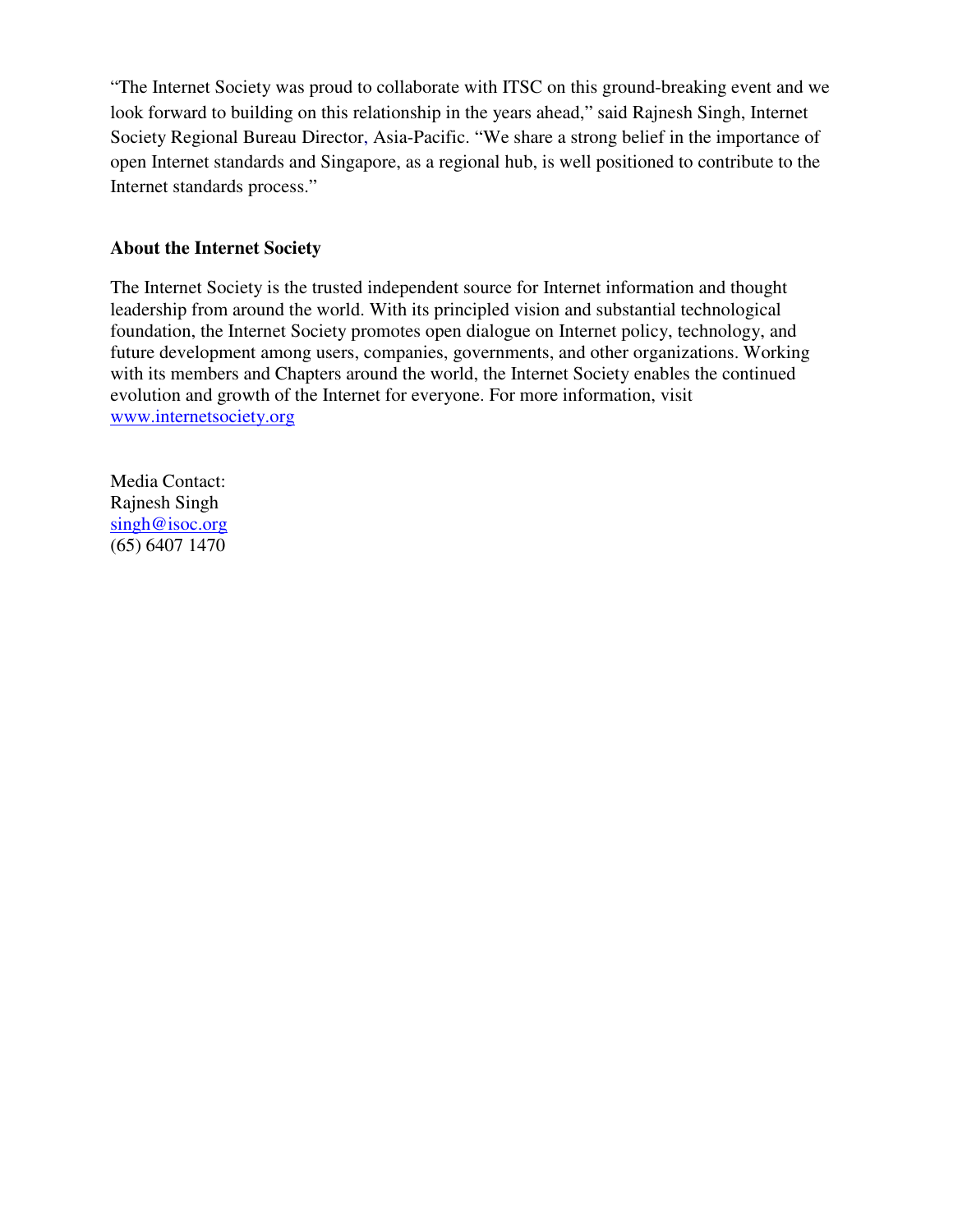"The Internet Society was proud to collaborate with ITSC on this ground-breaking event and we look forward to building on this relationship in the years ahead," said Rajnesh Singh, Internet Society Regional Bureau Director, Asia-Pacific. "We share a strong belief in the importance of open Internet standards and Singapore, as a regional hub, is well positioned to contribute to the Internet standards process."

**About the Internet Society**

The Internet Society is the trusted independent source for Internet information and thought leadership from around the world. With its principled vision and substantial technological foundation, the Internet Society promotes open dialogue on Internet policy, technology, and future development among users, companies, governments, and other organizations. Working with its members and Chapters around the world, the Internet Society enables the continued evolution and growth of the Internet for everyone. For more information, visit www.internetsociety.org

Media Contact:
Rajnesh Singh
singh@isoc.org
(65) 6407 1470